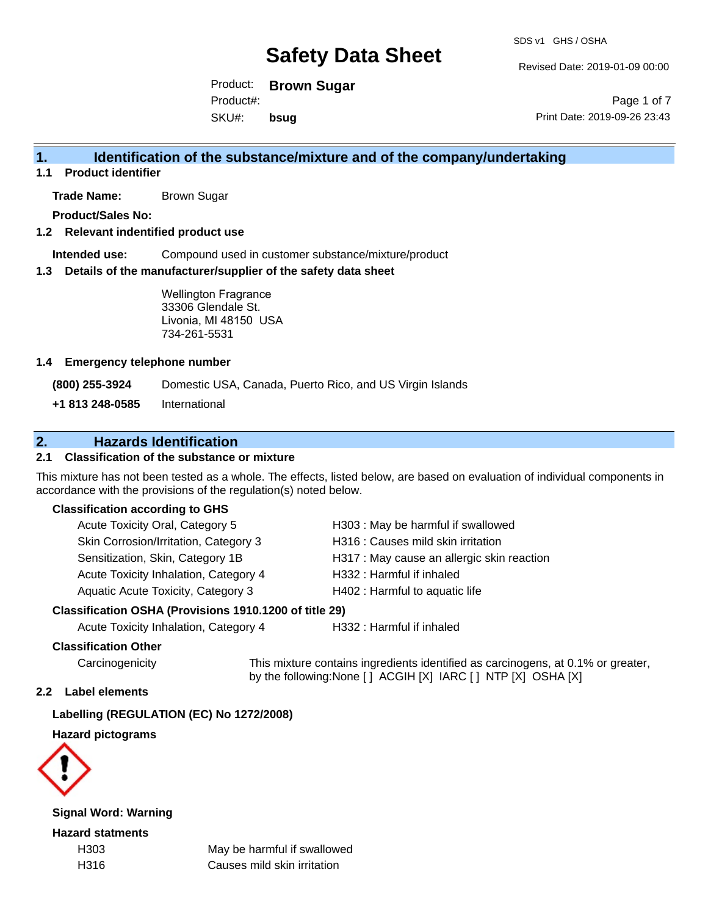# Safety Data Sheet

SDS v1 GHS / OSHA

Revised Date: 2019-01-09 00:00

Product: **Brown Sugar**

Product#:

SKU#: **bsug**

Print Date: 2019-09-26 23:43

## 1. Identification of the substance/mixture and of the company/undertaking

### 1.1 Product identifier

**Trade Name:** Brown Sugar

**Product/Sales No:**

### 1.2 Relevant identified product use

**Intended use:** Compound used in customer substance/mixture/product

### 1.3 Details of the manufacturer/supplier of the safety data sheet

Wellington Fragrance
33306 Glendale St.
Livonia, MI 48150 USA
734-261-5531

### 1.4 Emergency telephone number

**(800) 255-3924** Domestic USA, Canada, Puerto Rico, and US Virgin Islands

**+1 813 248-0585** International

## 2. Hazards Identification

### 2.1 Classification of the substance or mixture

This mixture has not been tested as a whole. The effects, listed below, are based on evaluation of individual components in accordance with the provisions of the regulation(s) noted below.

**Classification according to GHS**

| | |
|---|---|
| Acute Toxicity Oral, Category 5 | H303 : May be harmful if swallowed |
| Skin Corrosion/Irritation, Category 3 | H316 : Causes mild skin irritation |
| Sensitization, Skin, Category 1B | H317 : May cause an allergic skin reaction |
| Acute Toxicity Inhalation, Category 4 | H332 : Harmful if inhaled |
| Aquatic Acute Toxicity, Category 3 | H402 : Harmful to aquatic life |

**Classification OSHA (Provisions 1910.1200 of title 29)**

| | |
|---|---|
| Acute Toxicity Inhalation, Category 4 | H332 : Harmful if inhaled |

**Classification Other**

Carcinogenicity: This mixture contains ingredients identified as carcinogens, at 0.1% or greater, by the following:None [ ] ACGIH [X] IARC [ ] NTP [X] OSHA [X]

### 2.2 Label elements

**Labelling (REGULATION (EC) No 1272/2008)**

**Hazard pictograms**

**Signal Word: Warning**

**Hazard statments**

| | |
|---|---|
| H303 | May be harmful if swallowed |
| H316 | Causes mild skin irritation |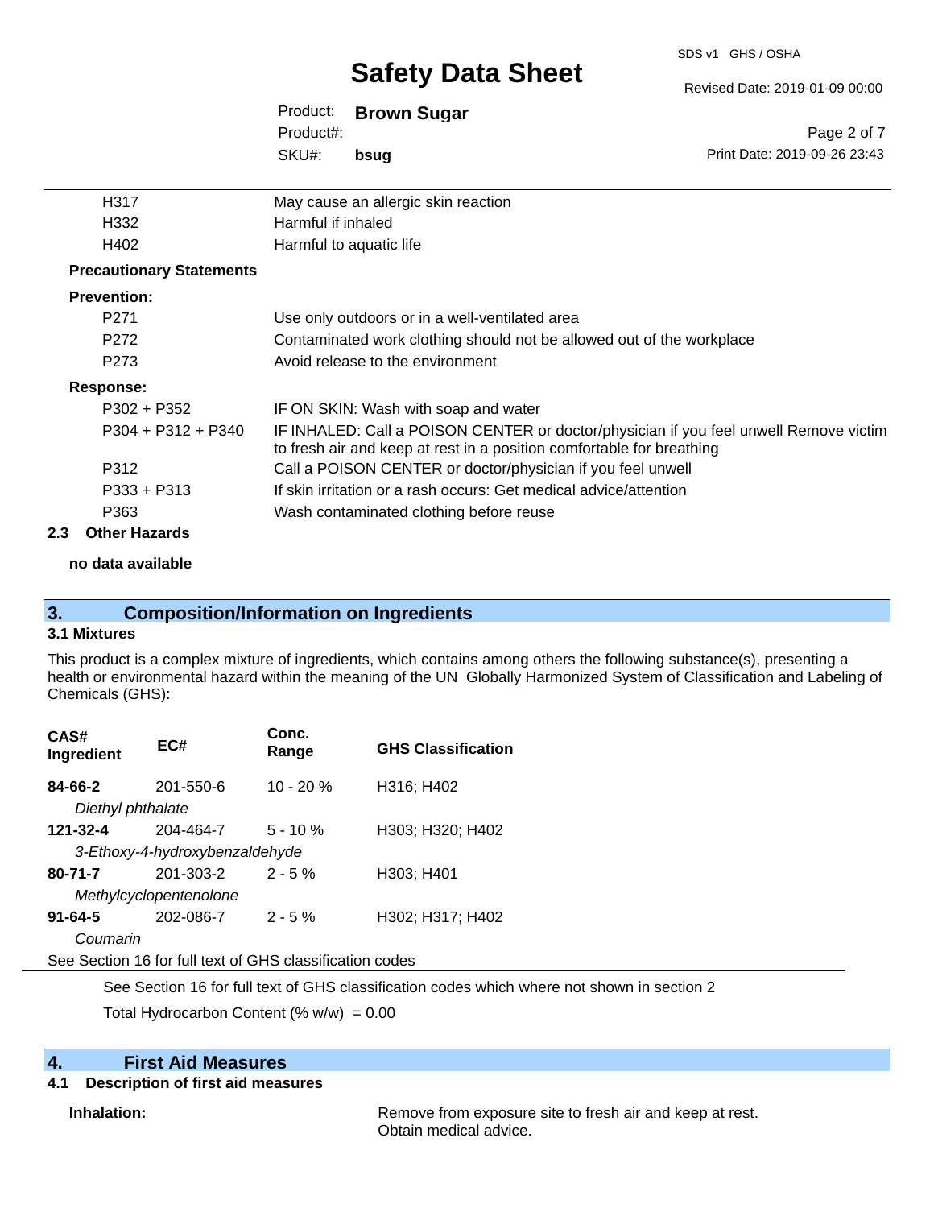| | |
|---|---|
| H317 | May cause an allergic skin reaction |
| H332 | Harmful if inhaled |
| H402 | Harmful to aquatic life |

**Precautionary Statements**

**Prevention:**

| | |
|---|---|
| P271 | Use only outdoors or in a well-ventilated area |
| P272 | Contaminated work clothing should not be allowed out of the workplace |
| P273 | Avoid release to the environment |

**Response:**

| | |
|---|---|
| P302 + P352 | IF ON SKIN: Wash with soap and water |
| P304 + P312 + P340 | IF INHALED: Call a POISON CENTER or doctor/physician if you feel unwell Remove victim to fresh air and keep at rest in a position comfortable for breathing |
| P312 | Call a POISON CENTER or doctor/physician if you feel unwell |
| P333 + P313 | If skin irritation or a rash occurs: Get medical advice/attention |
| P363 | Wash contaminated clothing before reuse |

### 2.3 Other Hazards

**no data available**

## 3. Composition/Information on Ingredients

### 3.1 Mixtures

This product is a complex mixture of ingredients, which contains among others the following substance(s), presenting a health or environmental hazard within the meaning of the UN Globally Harmonized System of Classification and Labeling of Chemicals (GHS):

| CAS# Ingredient | EC# | Conc. Range | GHS Classification |
|---|---|---|---|
| **84-66-2** *Diethyl phthalate* | 201-550-6 | 10 - 20 % | H316; H402 |
| **121-32-4** *3-Ethoxy-4-hydroxybenzaldehyde* | 204-464-7 | 5 - 10 % | H303; H320; H402 |
| **80-71-7** *Methylcyclopentenolone* | 201-303-2 | 2 - 5 % | H303; H401 |
| **91-64-5** *Coumarin* | 202-086-7 | 2 - 5 % | H302; H317; H402 |

See Section 16 for full text of GHS classification codes

See Section 16 for full text of GHS classification codes which where not shown in section 2

Total Hydrocarbon Content (% w/w) = 0.00

## 4. First Aid Measures

### 4.1 Description of first aid measures

**Inhalation:** Remove from exposure site to fresh air and keep at rest. Obtain medical advice.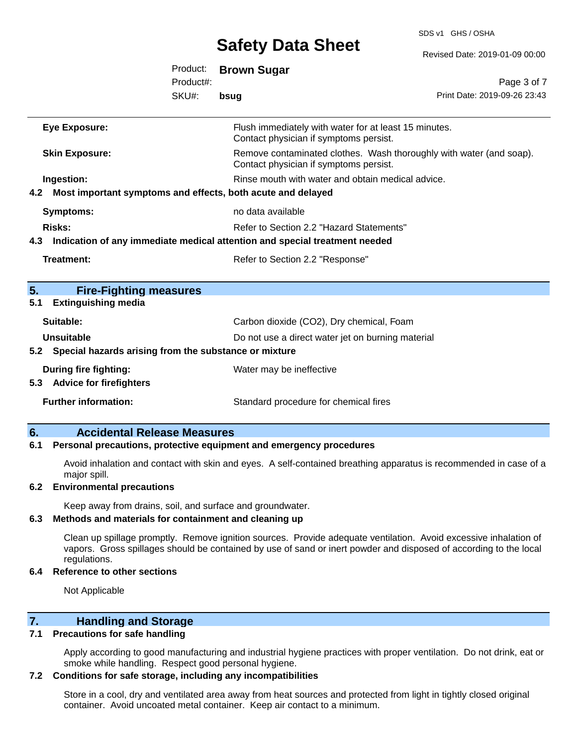| | |
|---|---|
| **Eye Exposure:** | Flush immediately with water for at least 15 minutes. Contact physician if symptoms persist. |
| **Skin Exposure:** | Remove contaminated clothes. Wash thoroughly with water (and soap). Contact physician if symptoms persist. |
| **Ingestion:** | Rinse mouth with water and obtain medical advice. |

### 4.2 Most important symptoms and effects, both acute and delayed

| | |
|---|---|
| **Symptoms:** | no data available |
| **Risks:** | Refer to Section 2.2 "Hazard Statements" |

### 4.3 Indication of any immediate medical attention and special treatment needed

| | |
|---|---|
| **Treatment:** | Refer to Section 2.2 "Response" |

## 5. Fire-Fighting measures

### 5.1 Extinguishing media

| | |
|---|---|
| **Suitable:** | Carbon dioxide ($CO_2$), Dry chemical, Foam |
| **Unsuitable** | Do not use a direct water jet on burning material |

### 5.2 Special hazards arising from the substance or mixture

| | |
|---|---|
| **During fire fighting:** | Water may be ineffective |

### 5.3 Advice for firefighters

| | |
|---|---|
| **Further information:** | Standard procedure for chemical fires |

## 6. Accidental Release Measures

### 6.1 Personal precautions, protective equipment and emergency procedures

Avoid inhalation and contact with skin and eyes. A self-contained breathing apparatus is recommended in case of a major spill.

### 6.2 Environmental precautions

Keep away from drains, soil, and surface and groundwater.

### 6.3 Methods and materials for containment and cleaning up

Clean up spillage promptly. Remove ignition sources. Provide adequate ventilation. Avoid excessive inhalation of vapors. Gross spillages should be contained by use of sand or inert powder and disposed of according to the local regulations.

### 6.4 Reference to other sections

Not Applicable

## 7. Handling and Storage

### 7.1 Precautions for safe handling

Apply according to good manufacturing and industrial hygiene practices with proper ventilation. Do not drink, eat or smoke while handling. Respect good personal hygiene.

### 7.2 Conditions for safe storage, including any incompatibilities

Store in a cool, dry and ventilated area away from heat sources and protected from light in tightly closed original container. Avoid uncoated metal container. Keep air contact to a minimum.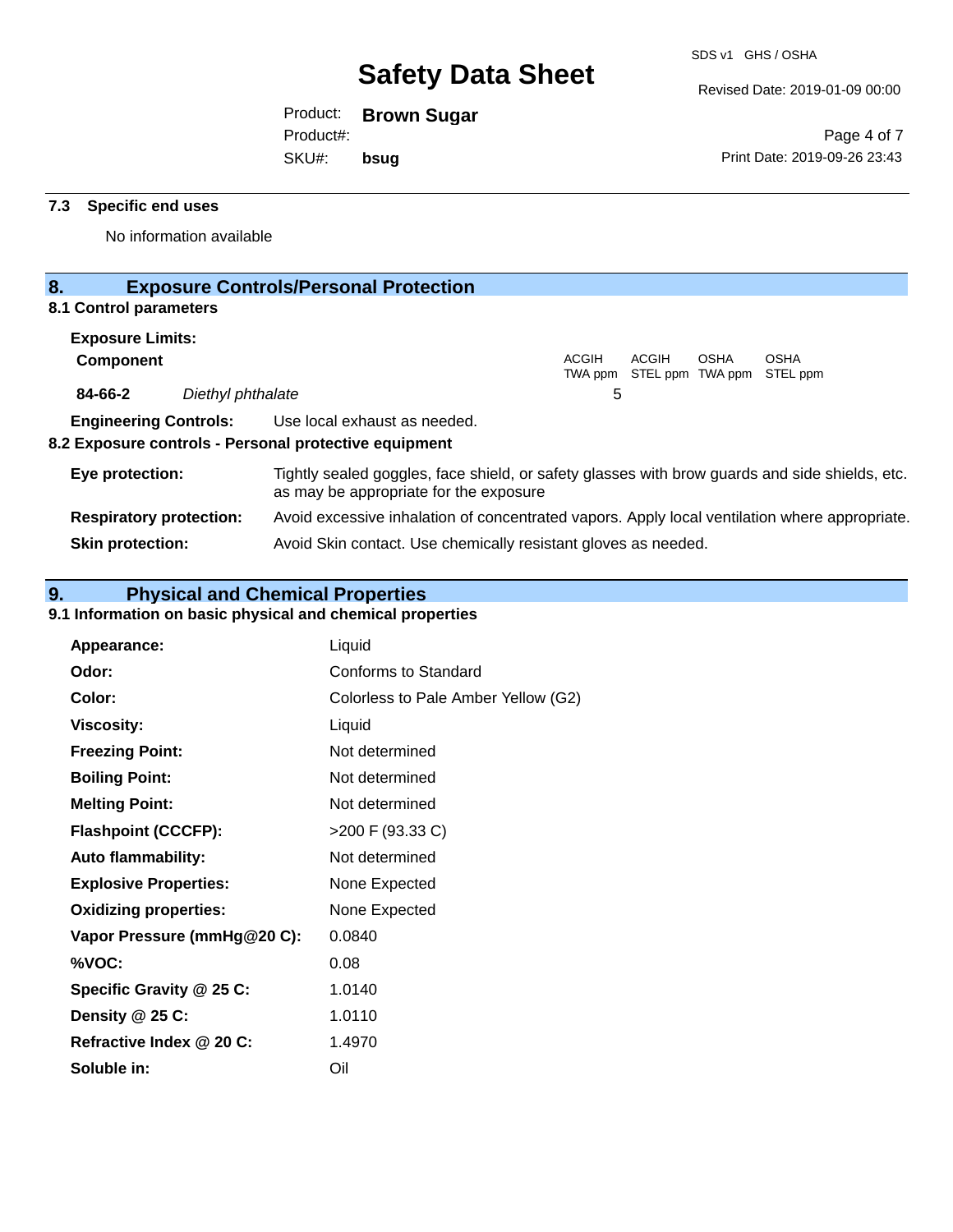### 7.3 Specific end uses

No information available

## 8. Exposure Controls/Personal Protection

### 8.1 Control parameters

**Exposure Limits:**

| Component | | ACGIH TWA ppm | ACGIH STEL ppm | OSHA TWA ppm | OSHA STEL ppm |
|---|---|---|---|---|---|
| 84-66-2 | *Diethyl phthalate* | 5 | | | |

**Engineering Controls:** Use local exhaust as needed.

### 8.2 Exposure controls - Personal protective equipment

**Eye protection:** Tightly sealed goggles, face shield, or safety glasses with brow guards and side shields, etc. as may be appropriate for the exposure

**Respiratory protection:** Avoid excessive inhalation of concentrated vapors. Apply local ventilation where appropriate.

**Skin protection:** Avoid Skin contact. Use chemically resistant gloves as needed.

## 9. Physical and Chemical Properties

### 9.1 Information on basic physical and chemical properties

| | |
|---|---|
| **Appearance:** | Liquid |
| **Odor:** | Conforms to Standard |
| **Color:** | Colorless to Pale Amber Yellow (G2) |
| **Viscosity:** | Liquid |
| **Freezing Point:** | Not determined |
| **Boiling Point:** | Not determined |
| **Melting Point:** | Not determined |
| **Flashpoint (CCCFP):** | >200 F (93.33 C) |
| **Auto flammability:** | Not determined |
| **Explosive Properties:** | None Expected |
| **Oxidizing properties:** | None Expected |
| **Vapor Pressure (mmHg@20 C):** | 0.0840 |
| **%VOC:** | 0.08 |
| **Specific Gravity @ 25 C:** | 1.0140 |
| **Density @ 25 C:** | 1.0110 |
| **Refractive Index @ 20 C:** | 1.4970 |
| **Soluble in:** | Oil |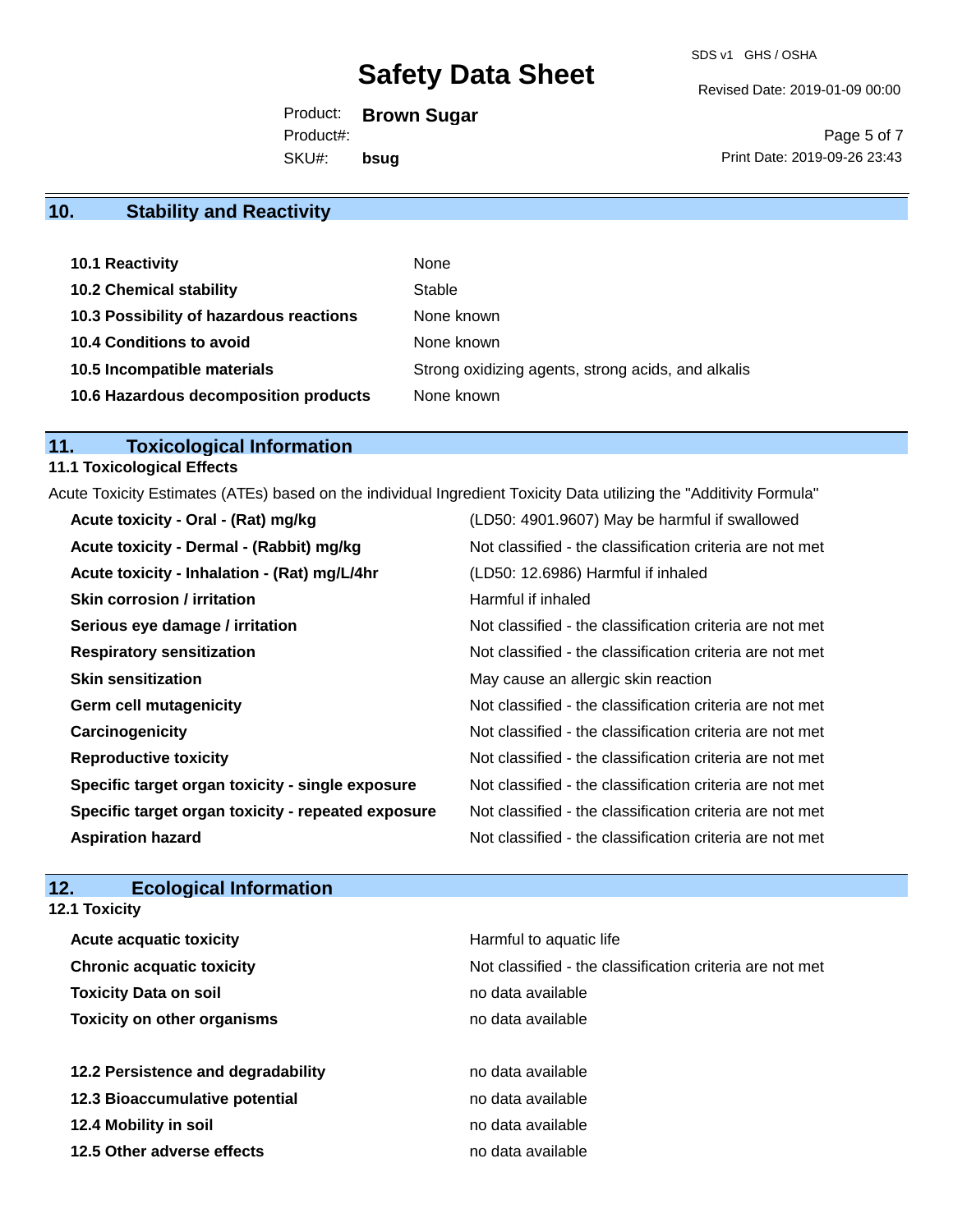## 10. Stability and Reactivity

| | |
|---|---|
| **10.1 Reactivity** | None |
| **10.2 Chemical stability** | Stable |
| **10.3 Possibility of hazardous reactions** | None known |
| **10.4 Conditions to avoid** | None known |
| **10.5 Incompatible materials** | Strong oxidizing agents, strong acids, and alkalis |
| **10.6 Hazardous decomposition products** | None known |

## 11. Toxicological Information

### 11.1 Toxicological Effects

Acute Toxicity Estimates (ATEs) based on the individual Ingredient Toxicity Data utilizing the "Additivity Formula"

| | |
|---|---|
| **Acute toxicity - Oral - (Rat) mg/kg** | (LD50: 4901.9607) May be harmful if swallowed |
| **Acute toxicity - Dermal - (Rabbit) mg/kg** | Not classified - the classification criteria are not met |
| **Acute toxicity - Inhalation - (Rat) mg/L/4hr** | (LD50: 12.6986) Harmful if inhaled |
| **Skin corrosion / irritation** | Harmful if inhaled |
| **Serious eye damage / irritation** | Not classified - the classification criteria are not met |
| **Respiratory sensitization** | Not classified - the classification criteria are not met |
| **Skin sensitization** | May cause an allergic skin reaction |
| **Germ cell mutagenicity** | Not classified - the classification criteria are not met |
| **Carcinogenicity** | Not classified - the classification criteria are not met |
| **Reproductive toxicity** | Not classified - the classification criteria are not met |
| **Specific target organ toxicity - single exposure** | Not classified - the classification criteria are not met |
| **Specific target organ toxicity - repeated exposure** | Not classified - the classification criteria are not met |
| **Aspiration hazard** | Not classified - the classification criteria are not met |

## 12. Ecological Information

### 12.1 Toxicity

| | |
|---|---|
| **Acute acquatic toxicity** | Harmful to aquatic life |
| **Chronic acquatic toxicity** | Not classified - the classification criteria are not met |
| **Toxicity Data on soil** | no data available |
| **Toxicity on other organisms** | no data available |

| | |
|---|---|
| **12.2 Persistence and degradability** | no data available |
| **12.3 Bioaccumulative potential** | no data available |
| **12.4 Mobility in soil** | no data available |
| **12.5 Other adverse effects** | no data available |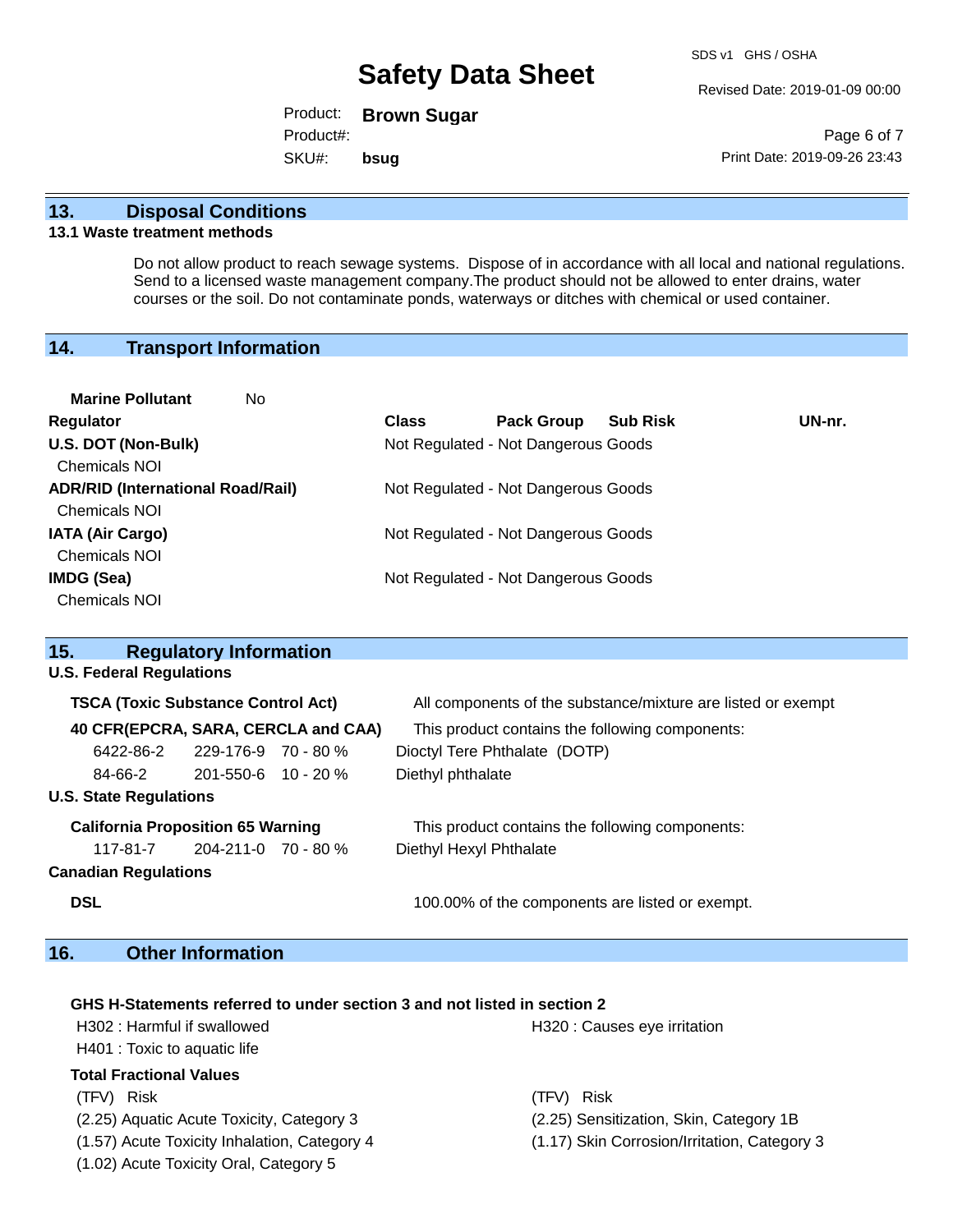## 13. Disposal Conditions

### 13.1 Waste treatment methods

Do not allow product to reach sewage systems. Dispose of in accordance with all local and national regulations. Send to a licensed waste management company.The product should not be allowed to enter drains, water courses or the soil. Do not contaminate ponds, waterways or ditches with chemical or used container.

## 14. Transport Information

**Marine Pollutant** No

| Regulator | Class | Pack Group | Sub Risk | UN-nr. |
|---|---|---|---|---|
| **U.S. DOT (Non-Bulk)** | Not Regulated - Not Dangerous Goods | | | |
| Chemicals NOI | | | | |
| **ADR/RID (International Road/Rail)** | Not Regulated - Not Dangerous Goods | | | |
| Chemicals NOI | | | | |
| **IATA (Air Cargo)** | Not Regulated - Not Dangerous Goods | | | |
| Chemicals NOI | | | | |
| **IMDG (Sea)** | Not Regulated - Not Dangerous Goods | | | |
| Chemicals NOI | | | | |

## 15. Regulatory Information

**U.S. Federal Regulations**

**TSCA (Toxic Substance Control Act)** All components of the substance/mixture are listed or exempt

**40 CFR(EPCRA, SARA, CERCLA and CAA)** This product contains the following components:

| CAS | EC | % | Component |
|---|---|---|---|
| 6422-86-2 | 229-176-9 | 70 - 80 % | Dioctyl Tere Phthalate (DOTP) |
| 84-66-2 | 201-550-6 | 10 - 20 % | Diethyl phthalate |

**U.S. State Regulations**

**California Proposition 65 Warning** This product contains the following components:

| CAS | EC | % | Component |
|---|---|---|---|
| 117-81-7 | 204-211-0 | 70 - 80 % | Diethyl Hexyl Phthalate |

**Canadian Regulations**

**DSL** 100.00% of the components are listed or exempt.

## 16. Other Information

**GHS H-Statements referred to under section 3 and not listed in section 2**

H302 : Harmful if swallowed

H320 : Causes eye irritation

H401 : Toxic to aquatic life

**Total Fractional Values**

(TFV) Risk

(2.25) Aquatic Acute Toxicity, Category 3

(1.57) Acute Toxicity Inhalation, Category 4

(1.02) Acute Toxicity Oral, Category 5

(TFV) Risk

(2.25) Sensitization, Skin, Category 1B

(1.17) Skin Corrosion/Irritation, Category 3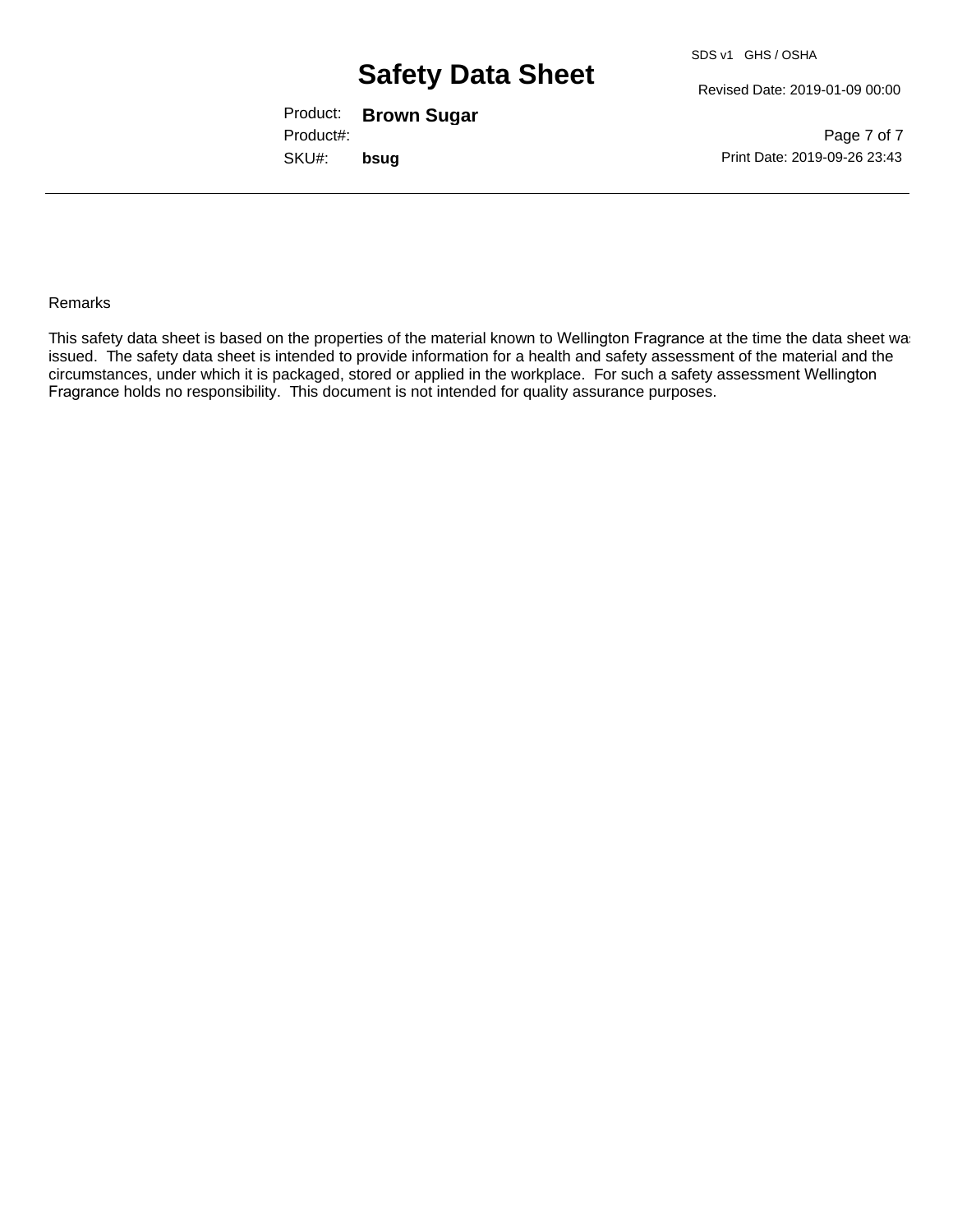Remarks

This safety data sheet is based on the properties of the material known to Wellington Fragrance at the time the data sheet was issued. The safety data sheet is intended to provide information for a health and safety assessment of the material and the circumstances, under which it is packaged, stored or applied in the workplace. For such a safety assessment Wellington Fragrance holds no responsibility. This document is not intended for quality assurance purposes.